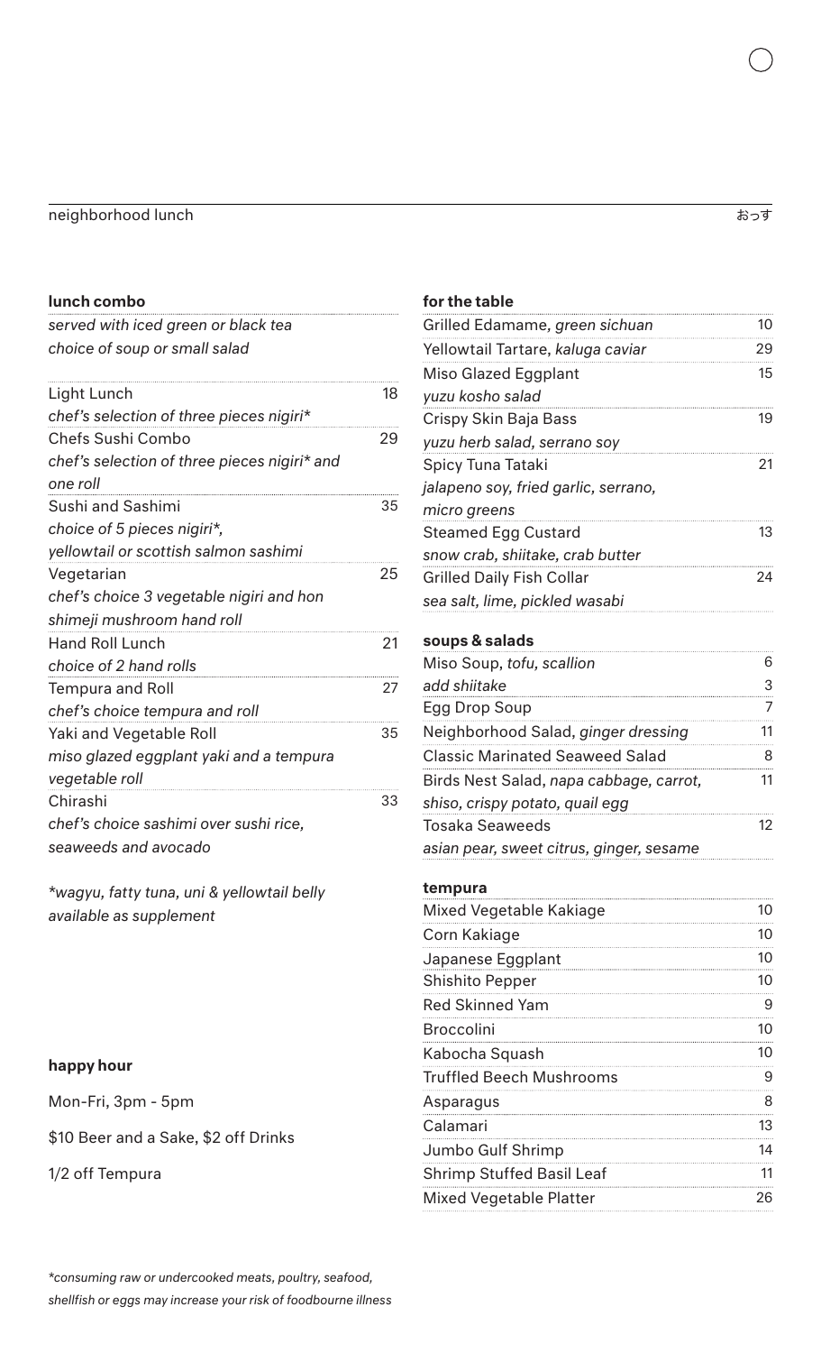## neighborhood lunch

おっす

### lunch combo

*served with iced green or black tea*
*choice of soup or small salad*

| Item | Price |
|---|---|
| Light Lunch<br>*chef's selection of three pieces nigiri** | 18 |
| Chefs Sushi Combo<br>*chef's selection of three pieces nigiri* and one roll* | 29 |
| Sushi and Sashimi<br>*choice of 5 pieces nigiri*, yellowtail or scottish salmon sashimi* | 35 |
| Vegetarian<br>*chef's choice 3 vegetable nigiri and hon shimeji mushroom hand roll* | 25 |
| Hand Roll Lunch<br>*choice of 2 hand rolls* | 21 |
| Tempura and Roll<br>*chef's choice tempura and roll* | 27 |
| Yaki and Vegetable Roll<br>*miso glazed eggplant yaki and a tempura vegetable roll* | 35 |
| Chirashi<br>*chef's choice sashimi over sushi rice, seaweeds and avocado* | 33 |

*wagyu, fatty tuna, uni & yellowtail belly available as supplement

### happy hour

Mon-Fri, 3pm - 5pm

$10 Beer and a Sake, $2 off Drinks

1/2 off Tempura

### for the table

| Item | Price |
|---|---|
| Grilled Edamame, *green sichuan* | 10 |
| Yellowtail Tartare, *kaluga caviar* | 29 |
| Miso Glazed Eggplant<br>*yuzu kosho salad* | 15 |
| Crispy Skin Baja Bass<br>*yuzu herb salad, serrano soy* | 19 |
| Spicy Tuna Tataki<br>*jalapeno soy, fried garlic, serrano, micro greens* | 21 |
| Steamed Egg Custard<br>*snow crab, shiitake, crab butter* | 13 |
| Grilled Daily Fish Collar<br>*sea salt, lime, pickled wasabi* | 24 |

### soups & salads

| Item | Price |
|---|---|
| Miso Soup, *tofu, scallion* | 6 |
| *add shiitake* | 3 |
| Egg Drop Soup | 7 |
| Neighborhood Salad, *ginger dressing* | 11 |
| Classic Marinated Seaweed Salad | 8 |
| Birds Nest Salad, *napa cabbage, carrot, shiso, crispy potato, quail egg* | 11 |
| Tosaka Seaweeds<br>*asian pear, sweet citrus, ginger, sesame* | 12 |

### tempura

| Item | Price |
|---|---|
| Mixed Vegetable Kakiage | 10 |
| Corn Kakiage | 10 |
| Japanese Eggplant | 10 |
| Shishito Pepper | 10 |
| Red Skinned Yam | 9 |
| Broccolini | 10 |
| Kabocha Squash | 10 |
| Truffled Beech Mushrooms | 9 |
| Asparagus | 8 |
| Calamari | 13 |
| Jumbo Gulf Shrimp | 14 |
| Shrimp Stuffed Basil Leaf | 11 |
| Mixed Vegetable Platter | 26 |

*\*consuming raw or undercooked meats, poultry, seafood, shellfish or eggs may increase your risk of foodbourne illness*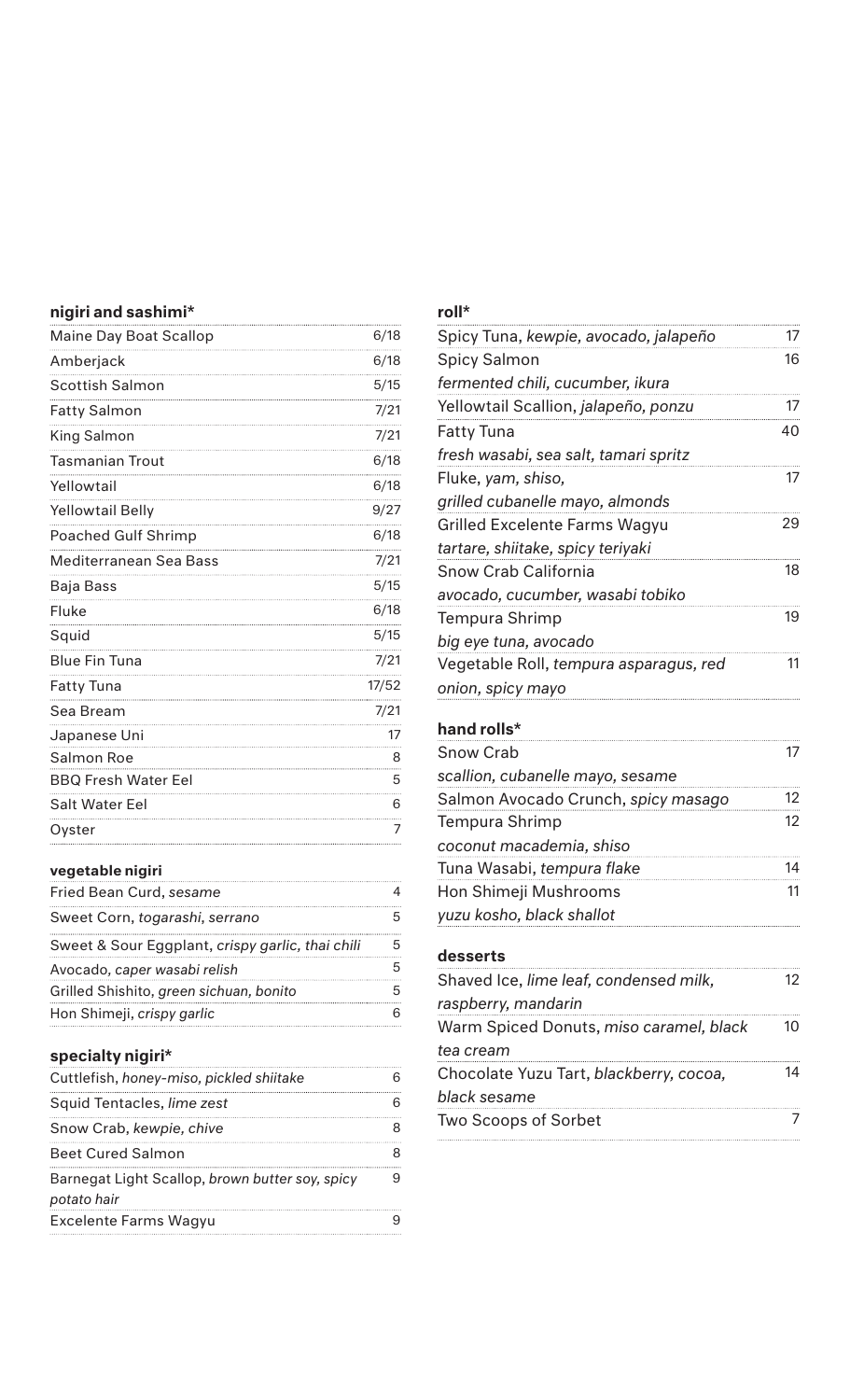### nigiri and sashimi*

| | |
|---|---|
| Maine Day Boat Scallop | 6/18 |
| Amberjack | 6/18 |
| Scottish Salmon | 5/15 |
| Fatty Salmon | 7/21 |
| King Salmon | 7/21 |
| Tasmanian Trout | 6/18 |
| Yellowtail | 6/18 |
| Yellowtail Belly | 9/27 |
| Poached Gulf Shrimp | 6/18 |
| Mediterranean Sea Bass | 7/21 |
| Baja Bass | 5/15 |
| Fluke | 6/18 |
| Squid | 5/15 |
| Blue Fin Tuna | 7/21 |
| Fatty Tuna | 17/52 |
| Sea Bream | 7/21 |
| Japanese Uni | 17 |
| Salmon Roe | 8 |
| BBQ Fresh Water Eel | 5 |
| Salt Water Eel | 6 |
| Oyster | 7 |

### vegetable nigiri

| | |
|---|---|
| Fried Bean Curd, *sesame* | 4 |
| Sweet Corn, *togarashi, serrano* | 5 |
| Sweet & Sour Eggplant, *crispy garlic, thai chili* | 5 |
| Avocado, *caper wasabi relish* | 5 |
| Grilled Shishito, *green sichuan, bonito* | 5 |
| Hon Shimeji, *crispy garlic* | 6 |

### specialty nigiri*

| | |
|---|---|
| Cuttlefish, *honey-miso, pickled shiitake* | 6 |
| Squid Tentacles, *lime zest* | 6 |
| Snow Crab, *kewpie, chive* | 8 |
| Beet Cured Salmon | 8 |
| Barnegat Light Scallop, *brown butter soy, spicy potato hair* | 9 |
| Excelente Farms Wagyu | 9 |

### roll*

| | |
|---|---|
| Spicy Tuna, *kewpie, avocado, jalapeño* | 17 |
| Spicy Salmon *fermented chili, cucumber, ikura* | 16 |
| Yellowtail Scallion, *jalapeño, ponzu* | 17 |
| Fatty Tuna *fresh wasabi, sea salt, tamari spritz* | 40 |
| Fluke, *yam, shiso, grilled cubanelle mayo, almonds* | 17 |
| Grilled Excelente Farms Wagyu *tartare, shiitake, spicy teriyaki* | 29 |
| Snow Crab California *avocado, cucumber, wasabi tobiko* | 18 |
| Tempura Shrimp *big eye tuna, avocado* | 19 |
| Vegetable Roll, *tempura asparagus, red onion, spicy mayo* | 11 |

### hand rolls*

| | |
|---|---|
| Snow Crab *scallion, cubanelle mayo, sesame* | 17 |
| Salmon Avocado Crunch, *spicy masago* | 12 |
| Tempura Shrimp *coconut macademia, shiso* | 12 |
| Tuna Wasabi, *tempura flake* | 14 |
| Hon Shimeji Mushrooms *yuzu kosho, black shallot* | 11 |

### desserts

| | |
|---|---|
| Shaved Ice, *lime leaf, condensed milk, raspberry, mandarin* | 12 |
| Warm Spiced Donuts, *miso caramel, black tea cream* | 10 |
| Chocolate Yuzu Tart, *blackberry, cocoa, black sesame* | 14 |
| Two Scoops of Sorbet | 7 |